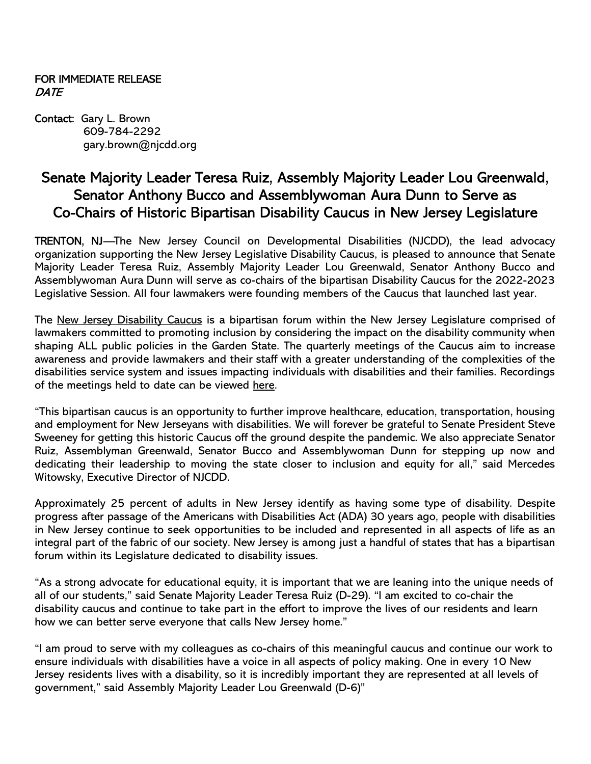**FOR IMMEDIATE RELEASE**
*DATE*

**Contact:** Gary L. Brown
609-784-2292
gary.brown@njcdd.org

# Senate Majority Leader Teresa Ruiz, Assembly Majority Leader Lou Greenwald, Senator Anthony Bucco and Assemblywoman Aura Dunn to Serve as Co-Chairs of Historic Bipartisan Disability Caucus in New Jersey Legislature

**TRENTON, NJ**—The New Jersey Council on Developmental Disabilities (NJCDD), the lead advocacy organization supporting the New Jersey Legislative Disability Caucus, is pleased to announce that Senate Majority Leader Teresa Ruiz, Assembly Majority Leader Lou Greenwald, Senator Anthony Bucco and Assemblywoman Aura Dunn will serve as co-chairs of the bipartisan Disability Caucus for the 2022-2023 Legislative Session. All four lawmakers were founding members of the Caucus that launched last year.

The New Jersey Disability Caucus is a bipartisan forum within the New Jersey Legislature comprised of lawmakers committed to promoting inclusion by considering the impact on the disability community when shaping ALL public policies in the Garden State. The quarterly meetings of the Caucus aim to increase awareness and provide lawmakers and their staff with a greater understanding of the complexities of the disabilities service system and issues impacting individuals with disabilities and their families. Recordings of the meetings held to date can be viewed here.

"This bipartisan caucus is an opportunity to further improve healthcare, education, transportation, housing and employment for New Jerseyans with disabilities. We will forever be grateful to Senate President Steve Sweeney for getting this historic Caucus off the ground despite the pandemic. We also appreciate Senator Ruiz, Assemblyman Greenwald, Senator Bucco and Assemblywoman Dunn for stepping up now and dedicating their leadership to moving the state closer to inclusion and equity for all," said Mercedes Witowsky, Executive Director of NJCDD.

Approximately 25 percent of adults in New Jersey identify as having some type of disability. Despite progress after passage of the Americans with Disabilities Act (ADA) 30 years ago, people with disabilities in New Jersey continue to seek opportunities to be included and represented in all aspects of life as an integral part of the fabric of our society. New Jersey is among just a handful of states that has a bipartisan forum within its Legislature dedicated to disability issues.

"As a strong advocate for educational equity, it is important that we are leaning into the unique needs of all of our students," said Senate Majority Leader Teresa Ruiz (D-29). "I am excited to co-chair the disability caucus and continue to take part in the effort to improve the lives of our residents and learn how we can better serve everyone that calls New Jersey home."

"I am proud to serve with my colleagues as co-chairs of this meaningful caucus and continue our work to ensure individuals with disabilities have a voice in all aspects of policy making. One in every 10 New Jersey residents lives with a disability, so it is incredibly important they are represented at all levels of government," said Assembly Majority Leader Lou Greenwald (D-6)"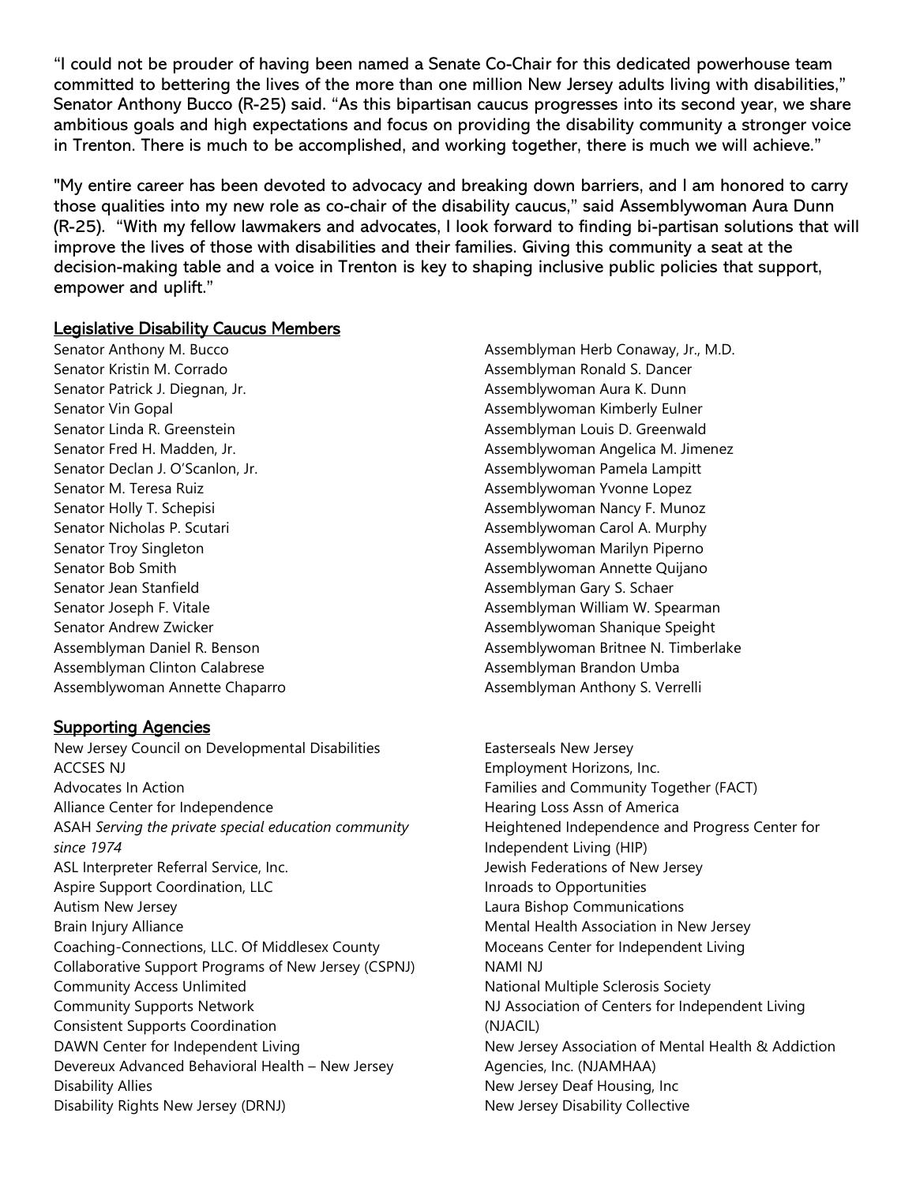"I could not be prouder of having been named a Senate Co-Chair for this dedicated powerhouse team committed to bettering the lives of the more than one million New Jersey adults living with disabilities," Senator Anthony Bucco (R-25) said. "As this bipartisan caucus progresses into its second year, we share ambitious goals and high expectations and focus on providing the disability community a stronger voice in Trenton. There is much to be accomplished, and working together, there is much we will achieve."

"My entire career has been devoted to advocacy and breaking down barriers, and I am honored to carry those qualities into my new role as co-chair of the disability caucus," said Assemblywoman Aura Dunn (R-25).  "With my fellow lawmakers and advocates, I look forward to finding bi-partisan solutions that will improve the lives of those with disabilities and their families. Giving this community a seat at the decision-making table and a voice in Trenton is key to shaping inclusive public policies that support, empower and uplift."

## Legislative Disability Caucus Members

- Senator Anthony M. Bucco
- Senator Kristin M. Corrado
- Senator Patrick J. Diegnan, Jr.
- Senator Vin Gopal
- Senator Linda R. Greenstein
- Senator Fred H. Madden, Jr.
- Senator Declan J. O'Scanlon, Jr.
- Senator M. Teresa Ruiz
- Senator Holly T. Schepisi
- Senator Nicholas P. Scutari
- Senator Troy Singleton
- Senator Bob Smith
- Senator Jean Stanfield
- Senator Joseph F. Vitale
- Senator Andrew Zwicker
- Assemblyman Daniel R. Benson
- Assemblyman Clinton Calabrese
- Assemblywoman Annette Chaparro
- Assemblyman Herb Conaway, Jr., M.D.
- Assemblyman Ronald S. Dancer
- Assemblywoman Aura K. Dunn
- Assemblywoman Kimberly Eulner
- Assemblyman Louis D. Greenwald
- Assemblywoman Angelica M. Jimenez
- Assemblywoman Pamela Lampitt
- Assemblywoman Yvonne Lopez
- Assemblywoman Nancy F. Munoz
- Assemblywoman Carol A. Murphy
- Assemblywoman Marilyn Piperno
- Assemblywoman Annette Quijano
- Assemblyman Gary S. Schaer
- Assemblyman William W. Spearman
- Assemblywoman Shanique Speight
- Assemblywoman Britnee N. Timberlake
- Assemblyman Brandon Umba
- Assemblyman Anthony S. Verrelli

## Supporting Agencies

- New Jersey Council on Developmental Disabilities
- ACCSES NJ
- Advocates In Action
- Alliance Center for Independence
- ASAH *Serving the private special education community since 1974*
- ASL Interpreter Referral Service, Inc.
- Aspire Support Coordination, LLC
- Autism New Jersey
- Brain Injury Alliance
- Coaching-Connections, LLC. Of Middlesex County
- Collaborative Support Programs of New Jersey (CSPNJ)
- Community Access Unlimited
- Community Supports Network
- Consistent Supports Coordination
- DAWN Center for Independent Living
- Devereux Advanced Behavioral Health – New Jersey
- Disability Allies
- Disability Rights New Jersey (DRNJ)
- Easterseals New Jersey
- Employment Horizons, Inc.
- Families and Community Together (FACT)
- Hearing Loss Assn of America
- Heightened Independence and Progress Center for Independent Living (HIP)
- Jewish Federations of New Jersey
- Inroads to Opportunities
- Laura Bishop Communications
- Mental Health Association in New Jersey
- Moceans Center for Independent Living
- NAMI NJ
- National Multiple Sclerosis Society
- NJ Association of Centers for Independent Living (NJACIL)
- New Jersey Association of Mental Health & Addiction Agencies, Inc. (NJAMHAA)
- New Jersey Deaf Housing, Inc
- New Jersey Disability Collective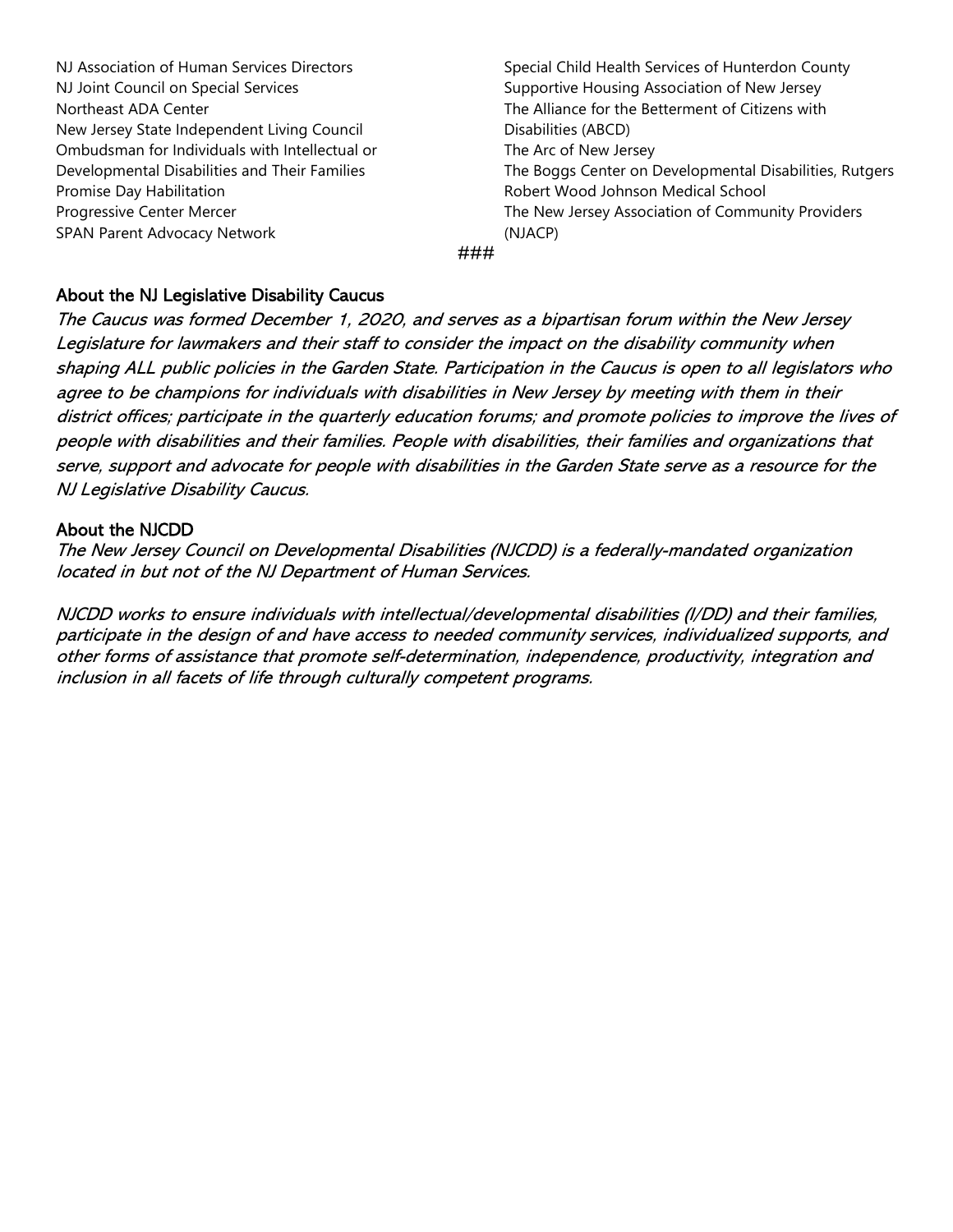NJ Association of Human Services Directors
NJ Joint Council on Special Services
Northeast ADA Center
New Jersey State Independent Living Council
Ombudsman for Individuals with Intellectual or Developmental Disabilities and Their Families
Promise Day Habilitation
Progressive Center Mercer
SPAN Parent Advocacy Network
Special Child Health Services of Hunterdon County
Supportive Housing Association of New Jersey
The Alliance for the Betterment of Citizens with Disabilities (ABCD)
The Arc of New Jersey
The Boggs Center on Developmental Disabilities, Rutgers Robert Wood Johnson Medical School
The New Jersey Association of Community Providers (NJACP)

###

**About the NJ Legislative Disability Caucus**

*The Caucus was formed December 1, 2020, and serves as a bipartisan forum within the New Jersey Legislature for lawmakers and their staff to consider the impact on the disability community when shaping ALL public policies in the Garden State. Participation in the Caucus is open to all legislators who agree to be champions for individuals with disabilities in New Jersey by meeting with them in their district offices; participate in the quarterly education forums; and promote policies to improve the lives of people with disabilities and their families. People with disabilities, their families and organizations that serve, support and advocate for people with disabilities in the Garden State serve as a resource for the NJ Legislative Disability Caucus.*

**About the NJCDD**

*The New Jersey Council on Developmental Disabilities (NJCDD) is a federally-mandated organization located in but not of the NJ Department of Human Services.*

*NJCDD works to ensure individuals with intellectual/developmental disabilities (I/DD) and their families, participate in the design of and have access to needed community services, individualized supports, and other forms of assistance that promote self-determination, independence, productivity, integration and inclusion in all facets of life through culturally competent programs.*